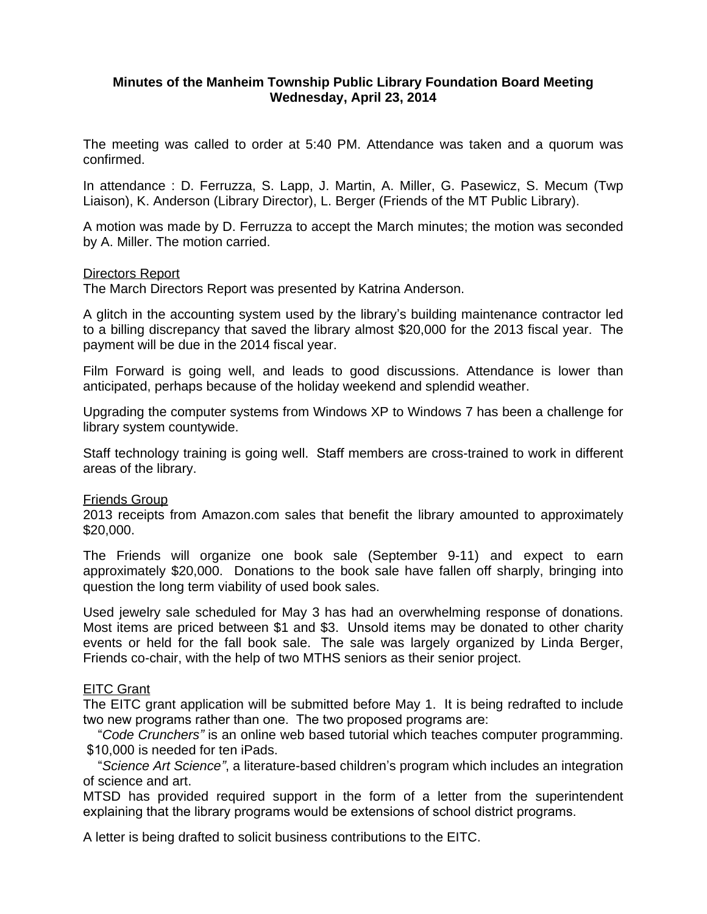# Minutes of the Manheim Township Public Library Foundation Board Meeting
## Wednesday, April 23, 2014

The meeting was called to order at 5:40 PM. Attendance was taken and a quorum was confirmed.

In attendance : D. Ferruzza, S. Lapp, J. Martin, A. Miller, G. Pasewicz, S. Mecum (Twp Liaison), K. Anderson (Library Director), L. Berger (Friends of the MT Public Library).

A motion was made by D. Ferruzza to accept the March minutes; the motion was seconded by A. Miller. The motion carried.

<u>Directors Report</u>
The March Directors Report was presented by Katrina Anderson.

A glitch in the accounting system used by the library's building maintenance contractor led to a billing discrepancy that saved the library almost $20,000 for the 2013 fiscal year. The payment will be due in the 2014 fiscal year.

Film Forward is going well, and leads to good discussions. Attendance is lower than anticipated, perhaps because of the holiday weekend and splendid weather.

Upgrading the computer systems from Windows XP to Windows 7 has been a challenge for library system countywide.

Staff technology training is going well. Staff members are cross-trained to work in different areas of the library.

<u>Friends Group</u>
2013 receipts from Amazon.com sales that benefit the library amounted to approximately $20,000.

The Friends will organize one book sale (September 9-11) and expect to earn approximately $20,000. Donations to the book sale have fallen off sharply, bringing into question the long term viability of used book sales.

Used jewelry sale scheduled for May 3 has had an overwhelming response of donations. Most items are priced between $1 and $3. Unsold items may be donated to other charity events or held for the fall book sale. The sale was largely organized by Linda Berger, Friends co-chair, with the help of two MTHS seniors as their senior project.

<u>EITC Grant</u>
The EITC grant application will be submitted before May 1. It is being redrafted to include two new programs rather than one. The two proposed programs are:

"*Code Crunchers"* is an online web based tutorial which teaches computer programming. $10,000 is needed for ten iPads.

"*Science Art Science"*, a literature-based children's program which includes an integration of science and art.

MTSD has provided required support in the form of a letter from the superintendent explaining that the library programs would be extensions of school district programs.

A letter is being drafted to solicit business contributions to the EITC.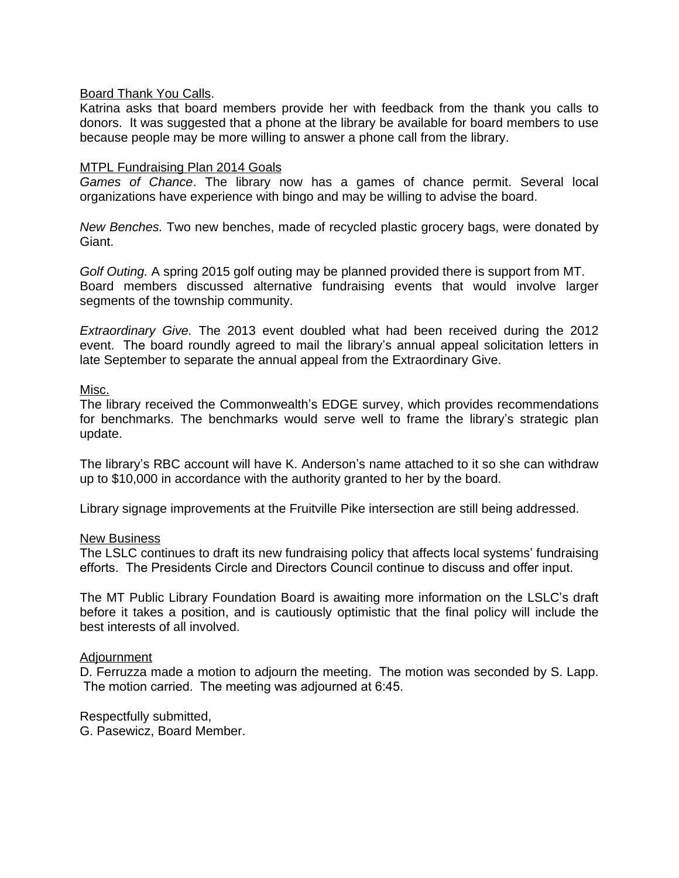Board Thank You Calls.

Katrina asks that board members provide her with feedback from the thank you calls to donors. It was suggested that a phone at the library be available for board members to use because people may be more willing to answer a phone call from the library.

MTPL Fundraising Plan 2014 Goals

*Games of Chance*. The library now has a games of chance permit. Several local organizations have experience with bingo and may be willing to advise the board.

*New Benches.* Two new benches, made of recycled plastic grocery bags, were donated by Giant.

*Golf Outing.* A spring 2015 golf outing may be planned provided there is support from MT. Board members discussed alternative fundraising events that would involve larger segments of the township community.

*Extraordinary Give.* The 2013 event doubled what had been received during the 2012 event. The board roundly agreed to mail the library's annual appeal solicitation letters in late September to separate the annual appeal from the Extraordinary Give.

Misc.

The library received the Commonwealth's EDGE survey, which provides recommendations for benchmarks. The benchmarks would serve well to frame the library's strategic plan update.

The library's RBC account will have K. Anderson's name attached to it so she can withdraw up to $10,000 in accordance with the authority granted to her by the board.

Library signage improvements at the Fruitville Pike intersection are still being addressed.

New Business

The LSLC continues to draft its new fundraising policy that affects local systems' fundraising efforts. The Presidents Circle and Directors Council continue to discuss and offer input.

The MT Public Library Foundation Board is awaiting more information on the LSLC's draft before it takes a position, and is cautiously optimistic that the final policy will include the best interests of all involved.

Adjournment

D. Ferruzza made a motion to adjourn the meeting. The motion was seconded by S. Lapp. The motion carried. The meeting was adjourned at 6:45.

Respectfully submitted,
G. Pasewicz, Board Member.